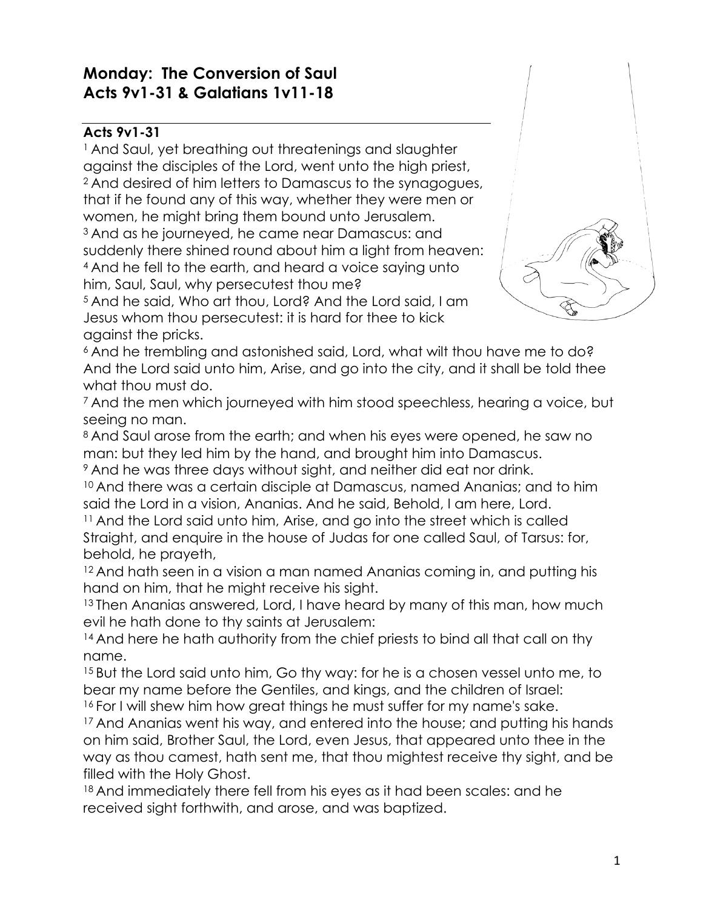## Monday: The Conversion of Saul
## Acts 9v1-31 & Galatians 1v11-18

### Acts 9v1-31

[1] And Saul, yet breathing out threatenings and slaughter against the disciples of the Lord, went unto the high priest,
[2] And desired of him letters to Damascus to the synagogues, that if he found any of this way, whether they were men or women, he might bring them bound unto Jerusalem.
[3] And as he journeyed, he came near Damascus: and suddenly there shined round about him a light from heaven:
[4] And he fell to the earth, and heard a voice saying unto him, Saul, Saul, why persecutest thou me?
[5] And he said, Who art thou, Lord? And the Lord said, I am Jesus whom thou persecutest: it is hard for thee to kick against the pricks.
[6] And he trembling and astonished said, Lord, what wilt thou have me to do? And the Lord said unto him, Arise, and go into the city, and it shall be told thee what thou must do.
[7] And the men which journeyed with him stood speechless, hearing a voice, but seeing no man.
[8] And Saul arose from the earth; and when his eyes were opened, he saw no man: but they led him by the hand, and brought him into Damascus.
[9] And he was three days without sight, and neither did eat nor drink.
[10] And there was a certain disciple at Damascus, named Ananias; and to him said the Lord in a vision, Ananias. And he said, Behold, I am here, Lord.
[11] And the Lord said unto him, Arise, and go into the street which is called Straight, and enquire in the house of Judas for one called Saul, of Tarsus: for, behold, he prayeth,
[12] And hath seen in a vision a man named Ananias coming in, and putting his hand on him, that he might receive his sight.
[13] Then Ananias answered, Lord, I have heard by many of this man, how much evil he hath done to thy saints at Jerusalem:
[14] And here he hath authority from the chief priests to bind all that call on thy name.
[15] But the Lord said unto him, Go thy way: for he is a chosen vessel unto me, to bear my name before the Gentiles, and kings, and the children of Israel:
[16] For I will shew him how great things he must suffer for my name's sake.
[17] And Ananias went his way, and entered into the house; and putting his hands on him said, Brother Saul, the Lord, even Jesus, that appeared unto thee in the way as thou camest, hath sent me, that thou mightest receive thy sight, and be filled with the Holy Ghost.
[18] And immediately there fell from his eyes as it had been scales: and he received sight forthwith, and arose, and was baptized.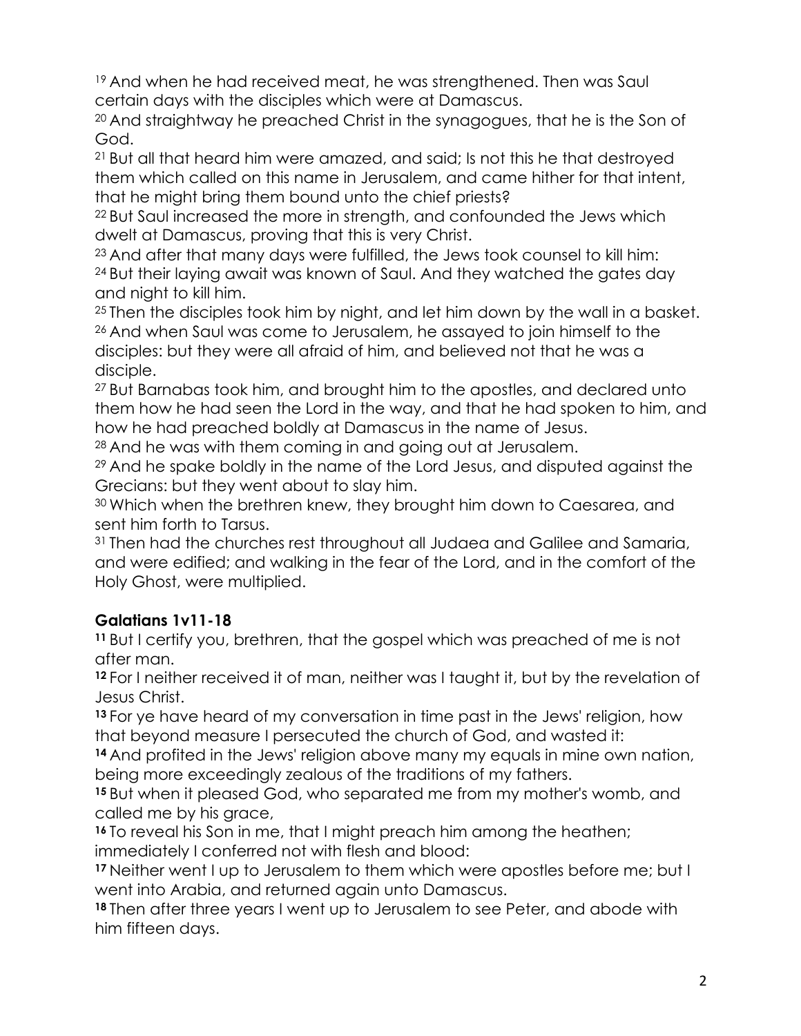[19] And when he had received meat, he was strengthened. Then was Saul certain days with the disciples which were at Damascus.
[20] And straightway he preached Christ in the synagogues, that he is the Son of God.
[21] But all that heard him were amazed, and said; Is not this he that destroyed them which called on this name in Jerusalem, and came hither for that intent, that he might bring them bound unto the chief priests?
[22] But Saul increased the more in strength, and confounded the Jews which dwelt at Damascus, proving that this is very Christ.
[23] And after that many days were fulfilled, the Jews took counsel to kill him:
[24] But their laying await was known of Saul. And they watched the gates day and night to kill him.
[25] Then the disciples took him by night, and let him down by the wall in a basket.
[26] And when Saul was come to Jerusalem, he assayed to join himself to the disciples: but they were all afraid of him, and believed not that he was a disciple.
[27] But Barnabas took him, and brought him to the apostles, and declared unto them how he had seen the Lord in the way, and that he had spoken to him, and how he had preached boldly at Damascus in the name of Jesus.
[28] And he was with them coming in and going out at Jerusalem.
[29] And he spake boldly in the name of the Lord Jesus, and disputed against the Grecians: but they went about to slay him.
[30] Which when the brethren knew, they brought him down to Caesarea, and sent him forth to Tarsus.
[31] Then had the churches rest throughout all Judaea and Galilee and Samaria, and were edified; and walking in the fear of the Lord, and in the comfort of the Holy Ghost, were multiplied.

**Galatians 1v11-18**

**11** But I certify you, brethren, that the gospel which was preached of me is not after man.
**12** For I neither received it of man, neither was I taught it, but by the revelation of Jesus Christ.
**13** For ye have heard of my conversation in time past in the Jews' religion, how that beyond measure I persecuted the church of God, and wasted it:
**14** And profited in the Jews' religion above many my equals in mine own nation, being more exceedingly zealous of the traditions of my fathers.
**15** But when it pleased God, who separated me from my mother's womb, and called me by his grace,
**16** To reveal his Son in me, that I might preach him among the heathen; immediately I conferred not with flesh and blood:
**17** Neither went I up to Jerusalem to them which were apostles before me; but I went into Arabia, and returned again unto Damascus.
**18** Then after three years I went up to Jerusalem to see Peter, and abode with him fifteen days.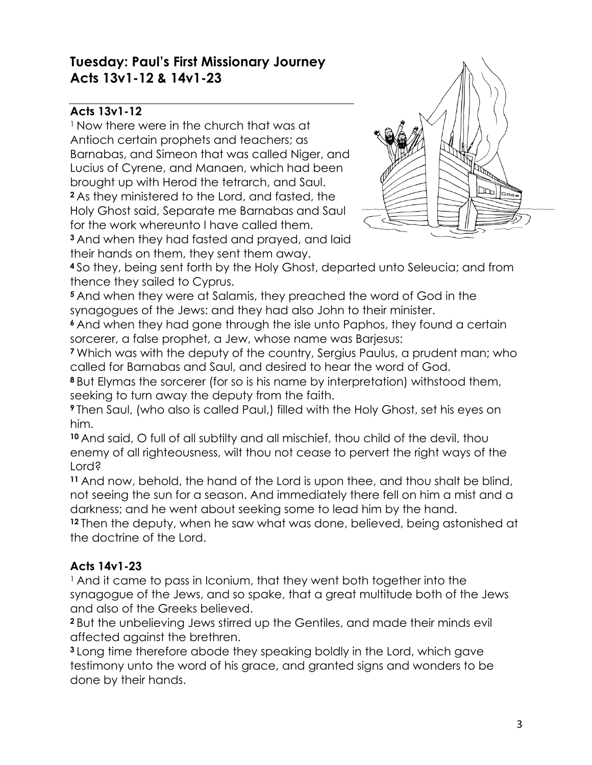## Tuesday: Paul's First Missionary Journey
## Acts 13v1-12 & 14v1-23

### Acts 13v1-12

[1] Now there were in the church that was at Antioch certain prophets and teachers; as Barnabas, and Simeon that was called Niger, and Lucius of Cyrene, and Manaen, which had been brought up with Herod the tetrarch, and Saul.
**2** As they ministered to the Lord, and fasted, the Holy Ghost said, Separate me Barnabas and Saul for the work whereunto I have called them.
**3** And when they had fasted and prayed, and laid their hands on them, they sent them away.
**4** So they, being sent forth by the Holy Ghost, departed unto Seleucia; and from thence they sailed to Cyprus.
**5** And when they were at Salamis, they preached the word of God in the synagogues of the Jews: and they had also John to their minister.
**6** And when they had gone through the isle unto Paphos, they found a certain sorcerer, a false prophet, a Jew, whose name was Barjesus:
**7** Which was with the deputy of the country, Sergius Paulus, a prudent man; who called for Barnabas and Saul, and desired to hear the word of God.
**8** But Elymas the sorcerer (for so is his name by interpretation) withstood them, seeking to turn away the deputy from the faith.
**9** Then Saul, (who also is called Paul,) filled with the Holy Ghost, set his eyes on him.
**10** And said, O full of all subtilty and all mischief, thou child of the devil, thou enemy of all righteousness, wilt thou not cease to pervert the right ways of the Lord?
**11** And now, behold, the hand of the Lord is upon thee, and thou shalt be blind, not seeing the sun for a season. And immediately there fell on him a mist and a darkness; and he went about seeking some to lead him by the hand.
**12** Then the deputy, when he saw what was done, believed, being astonished at the doctrine of the Lord.

### Acts 14v1-23

[1] And it came to pass in Iconium, that they went both together into the synagogue of the Jews, and so spake, that a great multitude both of the Jews and also of the Greeks believed.
**2** But the unbelieving Jews stirred up the Gentiles, and made their minds evil affected against the brethren.
**3** Long time therefore abode they speaking boldly in the Lord, which gave testimony unto the word of his grace, and granted signs and wonders to be done by their hands.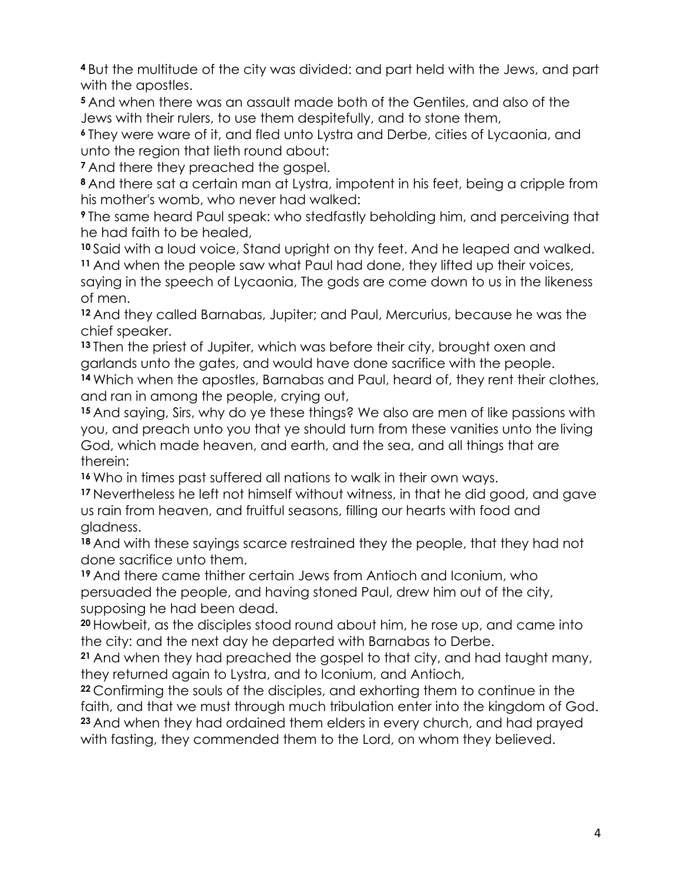**4** But the multitude of the city was divided: and part held with the Jews, and part with the apostles.
**5** And when there was an assault made both of the Gentiles, and also of the Jews with their rulers, to use them despitefully, and to stone them,
**6** They were ware of it, and fled unto Lystra and Derbe, cities of Lycaonia, and unto the region that lieth round about:
**7** And there they preached the gospel.
**8** And there sat a certain man at Lystra, impotent in his feet, being a cripple from his mother's womb, who never had walked:
**9** The same heard Paul speak: who stedfastly beholding him, and perceiving that he had faith to be healed,
**10** Said with a loud voice, Stand upright on thy feet. And he leaped and walked.
**11** And when the people saw what Paul had done, they lifted up their voices, saying in the speech of Lycaonia, The gods are come down to us in the likeness of men.
**12** And they called Barnabas, Jupiter; and Paul, Mercurius, because he was the chief speaker.
**13** Then the priest of Jupiter, which was before their city, brought oxen and garlands unto the gates, and would have done sacrifice with the people.
**14** Which when the apostles, Barnabas and Paul, heard of, they rent their clothes, and ran in among the people, crying out,
**15** And saying, Sirs, why do ye these things? We also are men of like passions with you, and preach unto you that ye should turn from these vanities unto the living God, which made heaven, and earth, and the sea, and all things that are therein:
**16** Who in times past suffered all nations to walk in their own ways.
**17** Nevertheless he left not himself without witness, in that he did good, and gave us rain from heaven, and fruitful seasons, filling our hearts with food and gladness.
**18** And with these sayings scarce restrained they the people, that they had not done sacrifice unto them.
**19** And there came thither certain Jews from Antioch and Iconium, who persuaded the people, and having stoned Paul, drew him out of the city, supposing he had been dead.
**20** Howbeit, as the disciples stood round about him, he rose up, and came into the city: and the next day he departed with Barnabas to Derbe.
**21** And when they had preached the gospel to that city, and had taught many, they returned again to Lystra, and to Iconium, and Antioch,
**22** Confirming the souls of the disciples, and exhorting them to continue in the faith, and that we must through much tribulation enter into the kingdom of God.
**23** And when they had ordained them elders in every church, and had prayed with fasting, they commended them to the Lord, on whom they believed.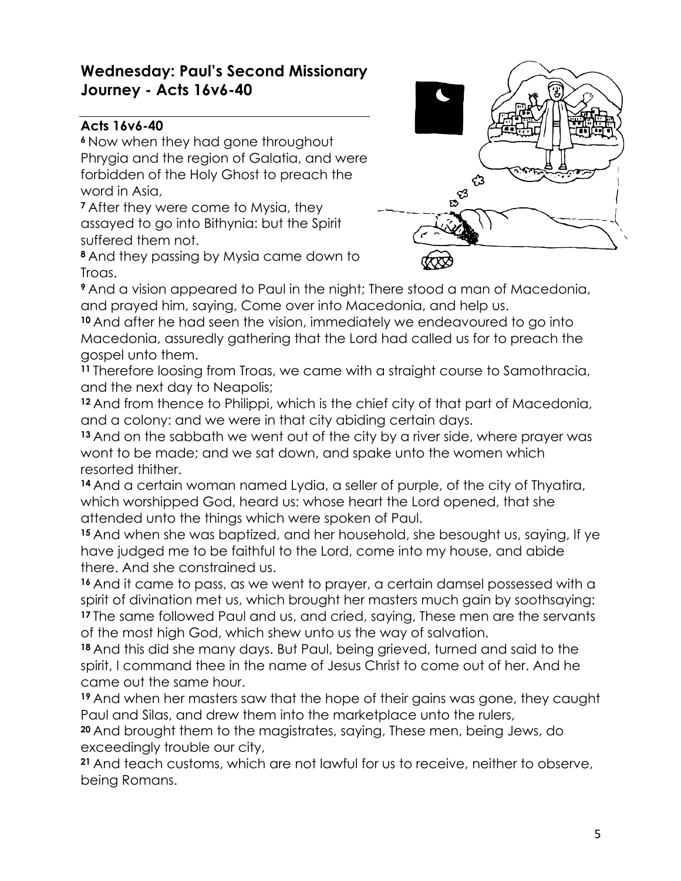## Wednesday: Paul's Second Missionary Journey - Acts 16v6-40

**Acts 16v6-40**

**6** Now when they had gone throughout Phrygia and the region of Galatia, and were forbidden of the Holy Ghost to preach the word in Asia,

**7** After they were come to Mysia, they assayed to go into Bithynia: but the Spirit suffered them not.

**8** And they passing by Mysia came down to Troas.

**9** And a vision appeared to Paul in the night; There stood a man of Macedonia, and prayed him, saying, Come over into Macedonia, and help us.

**10** And after he had seen the vision, immediately we endeavoured to go into Macedonia, assuredly gathering that the Lord had called us for to preach the gospel unto them.

**11** Therefore loosing from Troas, we came with a straight course to Samothracia, and the next day to Neapolis;

**12** And from thence to Philippi, which is the chief city of that part of Macedonia, and a colony: and we were in that city abiding certain days.

**13** And on the sabbath we went out of the city by a river side, where prayer was wont to be made; and we sat down, and spake unto the women which resorted thither.

**14** And a certain woman named Lydia, a seller of purple, of the city of Thyatira, which worshipped God, heard us: whose heart the Lord opened, that she attended unto the things which were spoken of Paul.

**15** And when she was baptized, and her household, she besought us, saying, If ye have judged me to be faithful to the Lord, come into my house, and abide there. And she constrained us.

**16** And it came to pass, as we went to prayer, a certain damsel possessed with a spirit of divination met us, which brought her masters much gain by soothsaying:

**17** The same followed Paul and us, and cried, saying, These men are the servants of the most high God, which shew unto us the way of salvation.

**18** And this did she many days. But Paul, being grieved, turned and said to the spirit, I command thee in the name of Jesus Christ to come out of her. And he came out the same hour.

**19** And when her masters saw that the hope of their gains was gone, they caught Paul and Silas, and drew them into the marketplace unto the rulers,

**20** And brought them to the magistrates, saying, These men, being Jews, do exceedingly trouble our city,

**21** And teach customs, which are not lawful for us to receive, neither to observe, being Romans.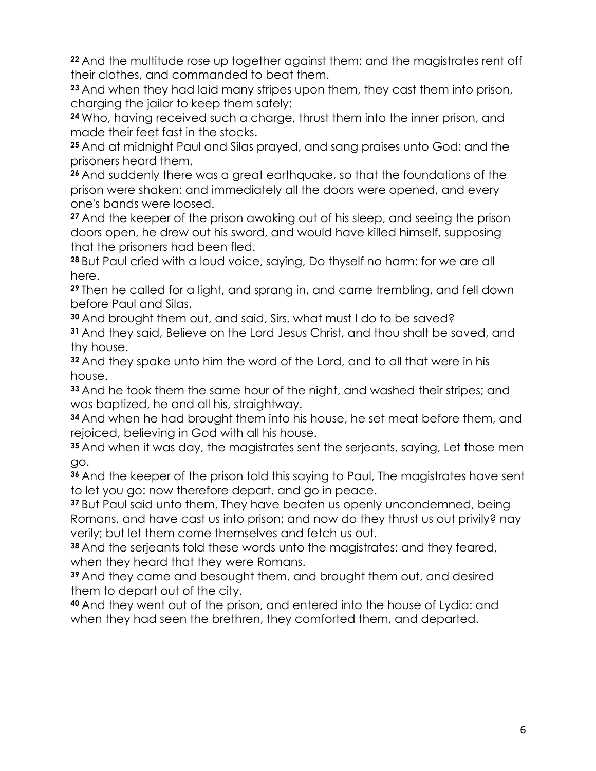**22** And the multitude rose up together against them: and the magistrates rent off their clothes, and commanded to beat them.
**23** And when they had laid many stripes upon them, they cast them into prison, charging the jailor to keep them safely:
**24** Who, having received such a charge, thrust them into the inner prison, and made their feet fast in the stocks.
**25** And at midnight Paul and Silas prayed, and sang praises unto God: and the prisoners heard them.
**26** And suddenly there was a great earthquake, so that the foundations of the prison were shaken: and immediately all the doors were opened, and every one's bands were loosed.
**27** And the keeper of the prison awaking out of his sleep, and seeing the prison doors open, he drew out his sword, and would have killed himself, supposing that the prisoners had been fled.
**28** But Paul cried with a loud voice, saying, Do thyself no harm: for we are all here.
**29** Then he called for a light, and sprang in, and came trembling, and fell down before Paul and Silas,
**30** And brought them out, and said, Sirs, what must I do to be saved?
**31** And they said, Believe on the Lord Jesus Christ, and thou shalt be saved, and thy house.
**32** And they spake unto him the word of the Lord, and to all that were in his house.
**33** And he took them the same hour of the night, and washed their stripes; and was baptized, he and all his, straightway.
**34** And when he had brought them into his house, he set meat before them, and rejoiced, believing in God with all his house.
**35** And when it was day, the magistrates sent the serjeants, saying, Let those men go.
**36** And the keeper of the prison told this saying to Paul, The magistrates have sent to let you go: now therefore depart, and go in peace.
**37** But Paul said unto them, They have beaten us openly uncondemned, being Romans, and have cast us into prison; and now do they thrust us out privily? nay verily; but let them come themselves and fetch us out.
**38** And the serjeants told these words unto the magistrates: and they feared, when they heard that they were Romans.
**39** And they came and besought them, and brought them out, and desired them to depart out of the city.
**40** And they went out of the prison, and entered into the house of Lydia: and when they had seen the brethren, they comforted them, and departed.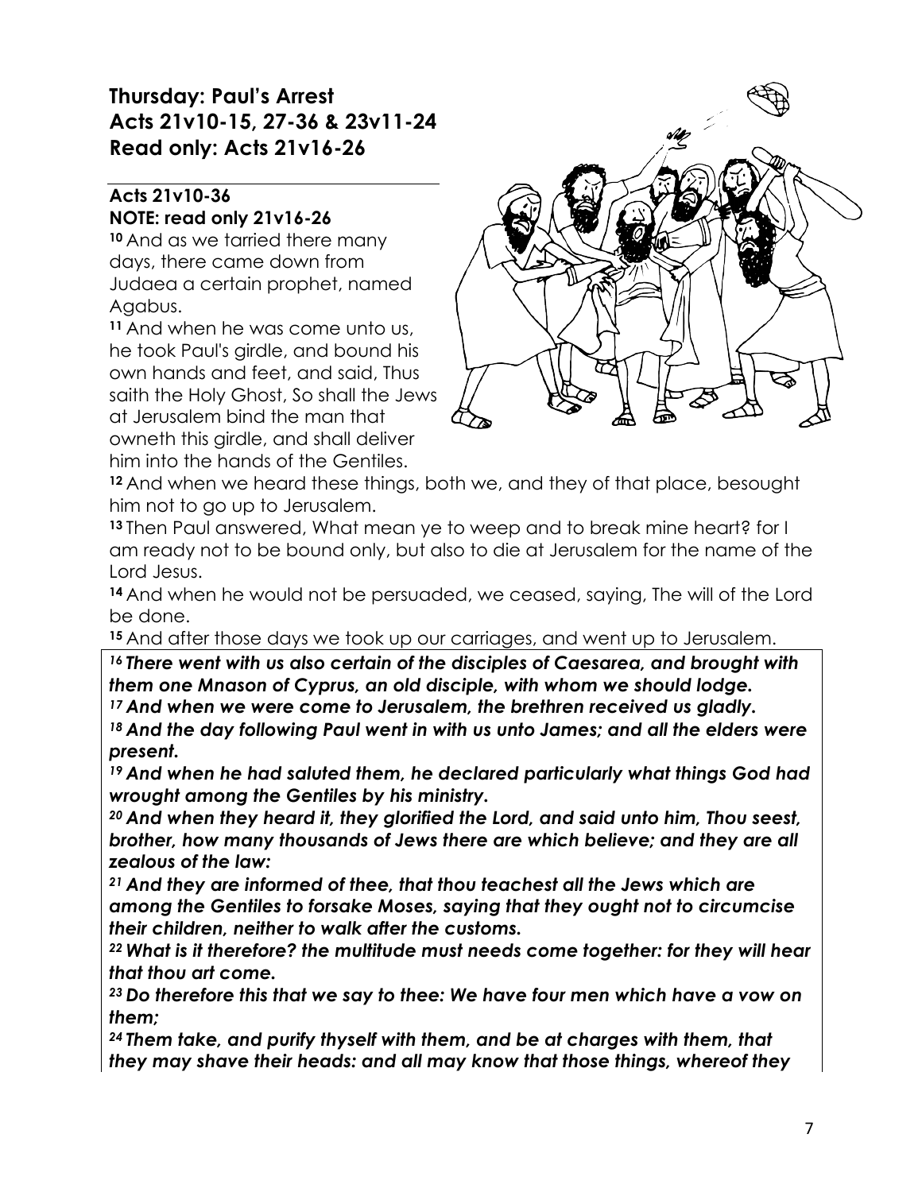## Thursday: Paul's Arrest
## Acts 21v10-15, 27-36 & 23v11-24
## Read only: Acts 21v16-26

### Acts 21v10-36
### NOTE: read only 21v16-26

**10** And as we tarried there many days, there came down from Judaea a certain prophet, named Agabus.

**11** And when he was come unto us, he took Paul's girdle, and bound his own hands and feet, and said, Thus saith the Holy Ghost, So shall the Jews at Jerusalem bind the man that owneth this girdle, and shall deliver him into the hands of the Gentiles.

**12** And when we heard these things, both we, and they of that place, besought him not to go up to Jerusalem.

**13** Then Paul answered, What mean ye to weep and to break mine heart? for I am ready not to be bound only, but also to die at Jerusalem for the name of the Lord Jesus.

**14** And when he would not be persuaded, we ceased, saying, The will of the Lord be done.

**15** And after those days we took up our carriages, and went up to Jerusalem.

***16 There went with us also certain of the disciples of Caesarea, and brought with them one Mnason of Cyprus, an old disciple, with whom we should lodge.***

***17 And when we were come to Jerusalem, the brethren received us gladly.***

***18 And the day following Paul went in with us unto James; and all the elders were present.***

***19 And when he had saluted them, he declared particularly what things God had wrought among the Gentiles by his ministry.***

***20 And when they heard it, they glorified the Lord, and said unto him, Thou seest, brother, how many thousands of Jews there are which believe; and they are all zealous of the law:***

***21 And they are informed of thee, that thou teachest all the Jews which are among the Gentiles to forsake Moses, saying that they ought not to circumcise their children, neither to walk after the customs.***

***22 What is it therefore? the multitude must needs come together: for they will hear that thou art come.***

***23 Do therefore this that we say to thee: We have four men which have a vow on them;***

***24 Them take, and purify thyself with them, and be at charges with them, that they may shave their heads: and all may know that those things, whereof they***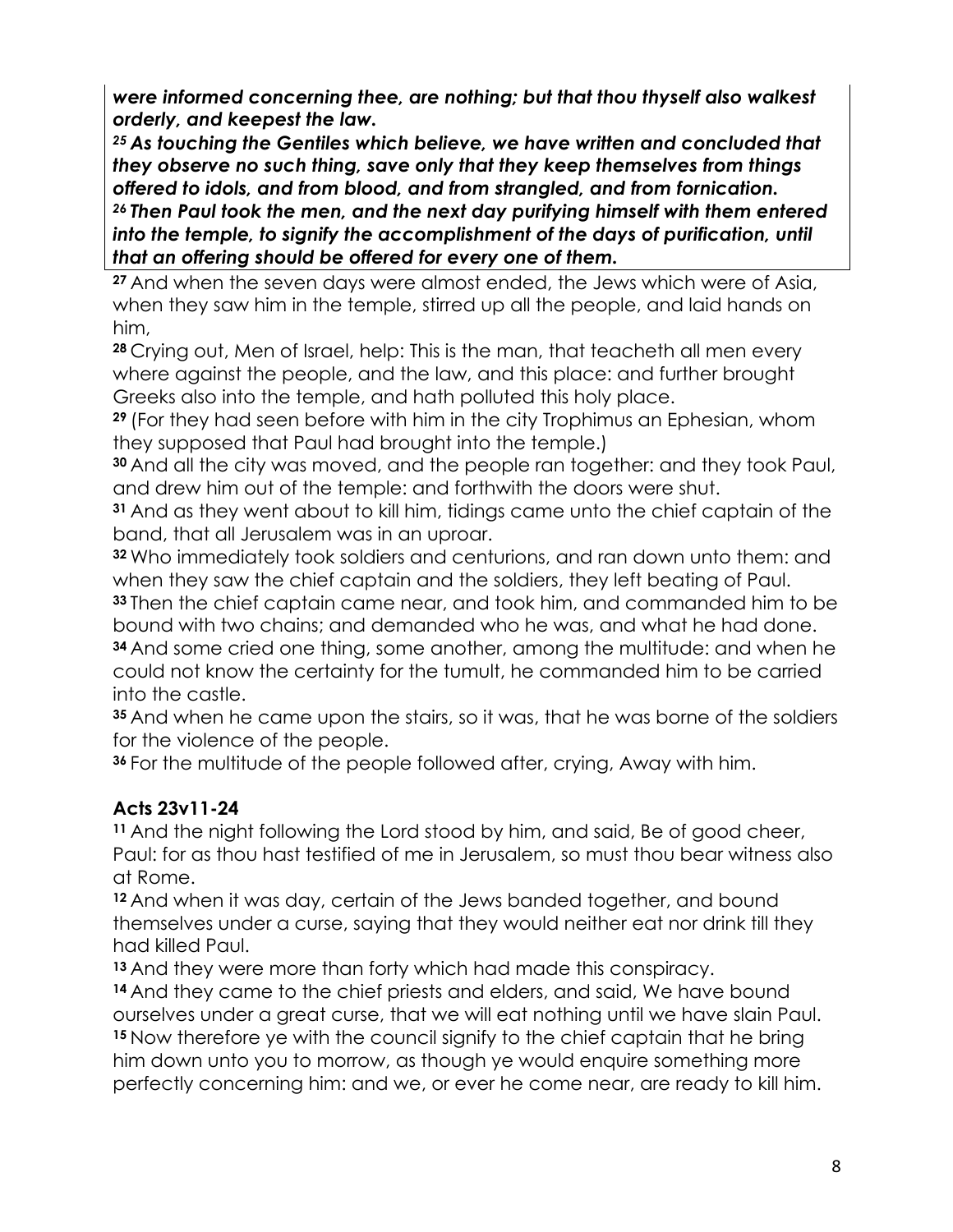***were informed concerning thee, are nothing; but that thou thyself also walkest orderly, and keepest the law.***

***25 As touching the Gentiles which believe, we have written and concluded that they observe no such thing, save only that they keep themselves from things offered to idols, and from blood, and from strangled, and from fornication.***

***26 Then Paul took the men, and the next day purifying himself with them entered into the temple, to signify the accomplishment of the days of purification, until that an offering should be offered for every one of them.***

**27** And when the seven days were almost ended, the Jews which were of Asia, when they saw him in the temple, stirred up all the people, and laid hands on him,

**28** Crying out, Men of Israel, help: This is the man, that teacheth all men every where against the people, and the law, and this place: and further brought Greeks also into the temple, and hath polluted this holy place.

**29** (For they had seen before with him in the city Trophimus an Ephesian, whom they supposed that Paul had brought into the temple.)

**30** And all the city was moved, and the people ran together: and they took Paul, and drew him out of the temple: and forthwith the doors were shut.

**31** And as they went about to kill him, tidings came unto the chief captain of the band, that all Jerusalem was in an uproar.

**32** Who immediately took soldiers and centurions, and ran down unto them: and when they saw the chief captain and the soldiers, they left beating of Paul.

**33** Then the chief captain came near, and took him, and commanded him to be bound with two chains; and demanded who he was, and what he had done.

**34** And some cried one thing, some another, among the multitude: and when he could not know the certainty for the tumult, he commanded him to be carried into the castle.

**35** And when he came upon the stairs, so it was, that he was borne of the soldiers for the violence of the people.

**36** For the multitude of the people followed after, crying, Away with him.

### Acts 23v11-24

**11** And the night following the Lord stood by him, and said, Be of good cheer, Paul: for as thou hast testified of me in Jerusalem, so must thou bear witness also at Rome.

**12** And when it was day, certain of the Jews banded together, and bound themselves under a curse, saying that they would neither eat nor drink till they had killed Paul.

**13** And they were more than forty which had made this conspiracy.

**14** And they came to the chief priests and elders, and said, We have bound ourselves under a great curse, that we will eat nothing until we have slain Paul.

**15** Now therefore ye with the council signify to the chief captain that he bring him down unto you to morrow, as though ye would enquire something more perfectly concerning him: and we, or ever he come near, are ready to kill him.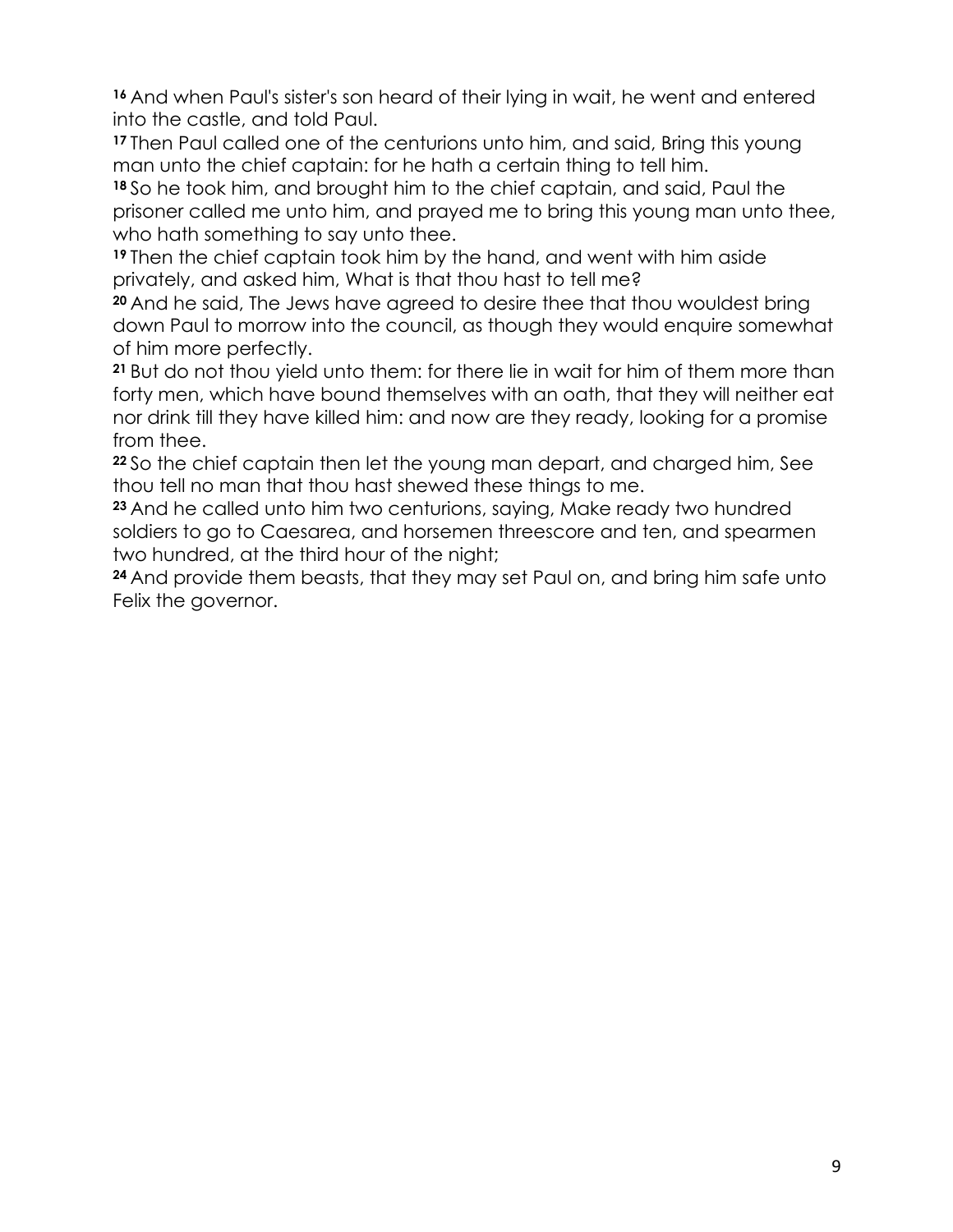**16** And when Paul's sister's son heard of their lying in wait, he went and entered into the castle, and told Paul.
**17** Then Paul called one of the centurions unto him, and said, Bring this young man unto the chief captain: for he hath a certain thing to tell him.
**18** So he took him, and brought him to the chief captain, and said, Paul the prisoner called me unto him, and prayed me to bring this young man unto thee, who hath something to say unto thee.
**19** Then the chief captain took him by the hand, and went with him aside privately, and asked him, What is that thou hast to tell me?
**20** And he said, The Jews have agreed to desire thee that thou wouldest bring down Paul to morrow into the council, as though they would enquire somewhat of him more perfectly.
**21** But do not thou yield unto them: for there lie in wait for him of them more than forty men, which have bound themselves with an oath, that they will neither eat nor drink till they have killed him: and now are they ready, looking for a promise from thee.
**22** So the chief captain then let the young man depart, and charged him, See thou tell no man that thou hast shewed these things to me.
**23** And he called unto him two centurions, saying, Make ready two hundred soldiers to go to Caesarea, and horsemen threescore and ten, and spearmen two hundred, at the third hour of the night;
**24** And provide them beasts, that they may set Paul on, and bring him safe unto Felix the governor.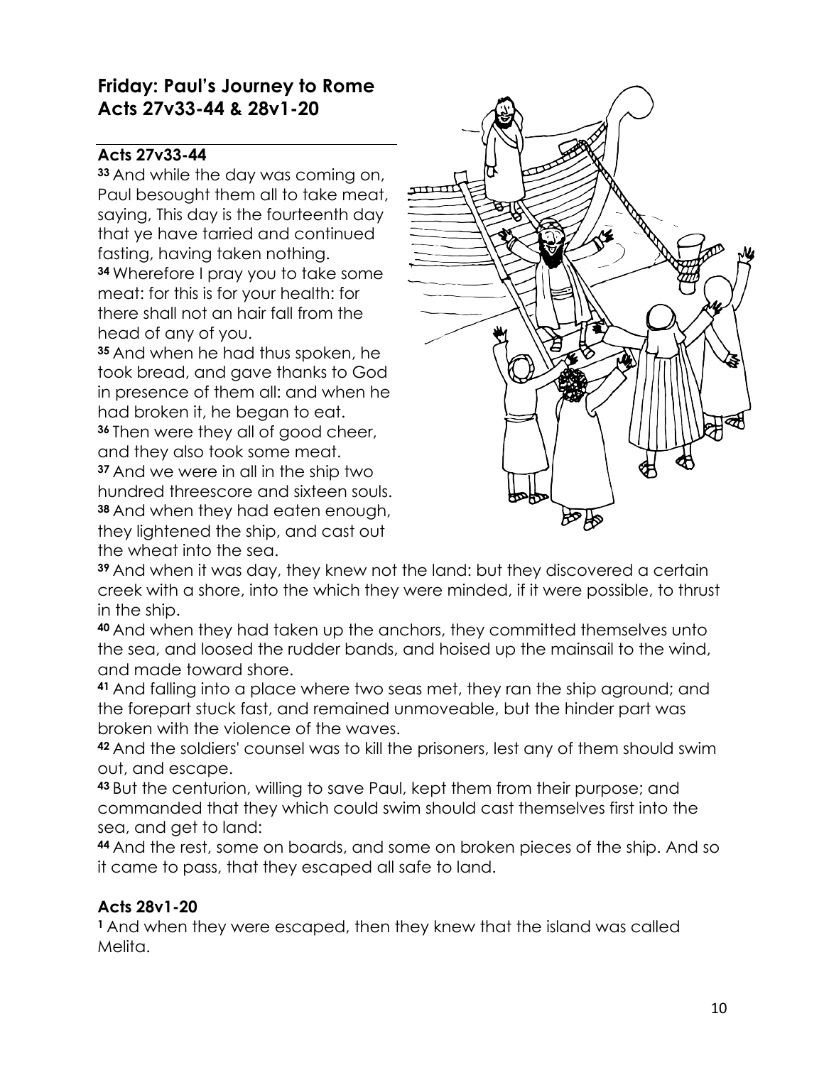## Friday: Paul's Journey to Rome
## Acts 27v33-44 & 28v1-20

### Acts 27v33-44

**33** And while the day was coming on, Paul besought them all to take meat, saying, This day is the fourteenth day that ye have tarried and continued fasting, having taken nothing.
**34** Wherefore I pray you to take some meat: for this is for your health: for there shall not an hair fall from the head of any of you.
**35** And when he had thus spoken, he took bread, and gave thanks to God in presence of them all: and when he had broken it, he began to eat.
**36** Then were they all of good cheer, and they also took some meat.
**37** And we were in all in the ship two hundred threescore and sixteen souls.
**38** And when they had eaten enough, they lightened the ship, and cast out the wheat into the sea.
**39** And when it was day, they knew not the land: but they discovered a certain creek with a shore, into the which they were minded, if it were possible, to thrust in the ship.
**40** And when they had taken up the anchors, they committed themselves unto the sea, and loosed the rudder bands, and hoised up the mainsail to the wind, and made toward shore.
**41** And falling into a place where two seas met, they ran the ship aground; and the forepart stuck fast, and remained unmoveable, but the hinder part was broken with the violence of the waves.
**42** And the soldiers' counsel was to kill the prisoners, lest any of them should swim out, and escape.
**43** But the centurion, willing to save Paul, kept them from their purpose; and commanded that they which could swim should cast themselves first into the sea, and get to land:
**44** And the rest, some on boards, and some on broken pieces of the ship. And so it came to pass, that they escaped all safe to land.

### Acts 28v1-20

**1** And when they were escaped, then they knew that the island was called Melita.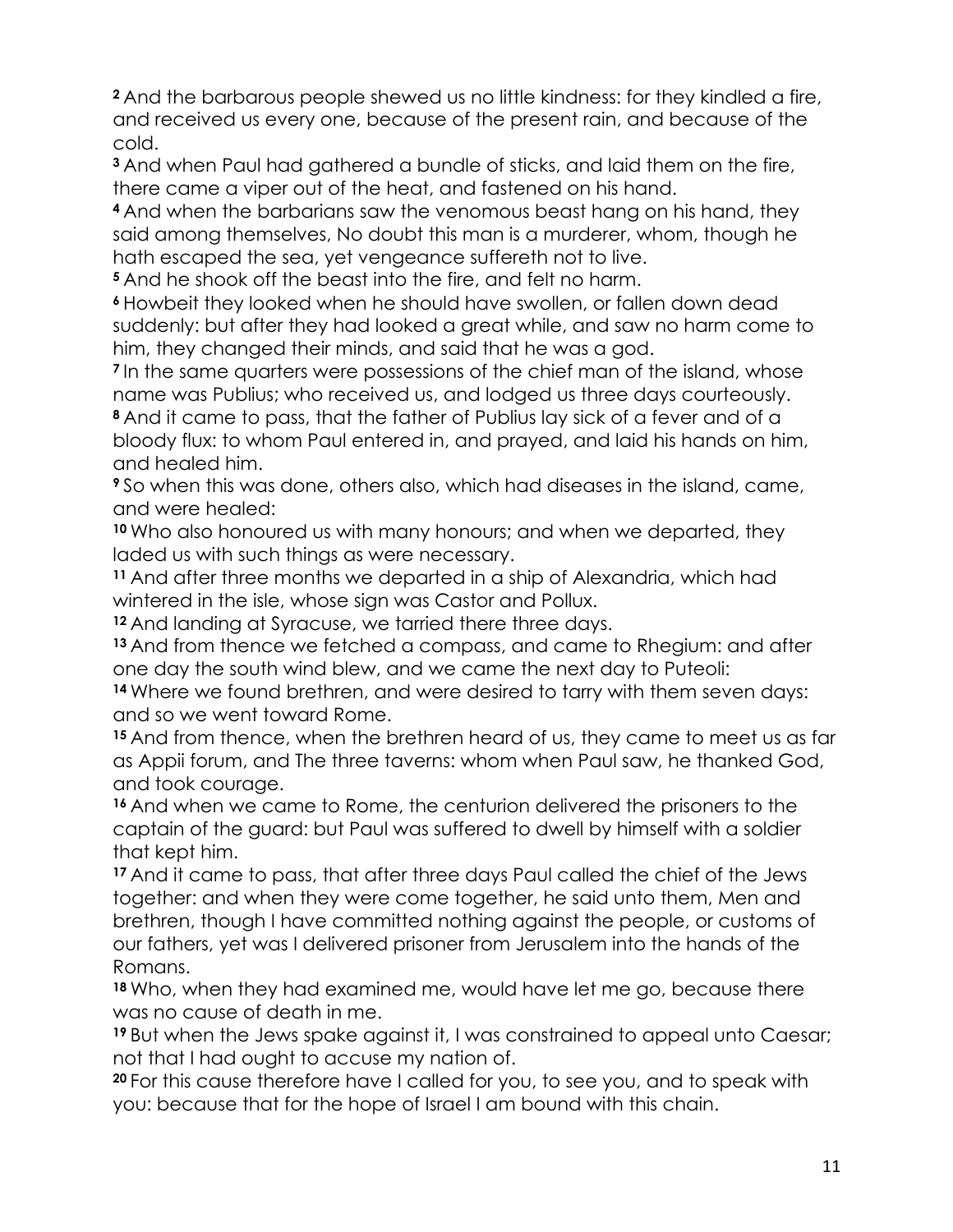[2] And the barbarous people shewed us no little kindness: for they kindled a fire, and received us every one, because of the present rain, and because of the cold.
[3] And when Paul had gathered a bundle of sticks, and laid them on the fire, there came a viper out of the heat, and fastened on his hand.
[4] And when the barbarians saw the venomous beast hang on his hand, they said among themselves, No doubt this man is a murderer, whom, though he hath escaped the sea, yet vengeance suffereth not to live.
[5] And he shook off the beast into the fire, and felt no harm.
[6] Howbeit they looked when he should have swollen, or fallen down dead suddenly: but after they had looked a great while, and saw no harm come to him, they changed their minds, and said that he was a god.
[7] In the same quarters were possessions of the chief man of the island, whose name was Publius; who received us, and lodged us three days courteously.
[8] And it came to pass, that the father of Publius lay sick of a fever and of a bloody flux: to whom Paul entered in, and prayed, and laid his hands on him, and healed him.
[9] So when this was done, others also, which had diseases in the island, came, and were healed:
[10] Who also honoured us with many honours; and when we departed, they laded us with such things as were necessary.
[11] And after three months we departed in a ship of Alexandria, which had wintered in the isle, whose sign was Castor and Pollux.
[12] And landing at Syracuse, we tarried there three days.
[13] And from thence we fetched a compass, and came to Rhegium: and after one day the south wind blew, and we came the next day to Puteoli:
[14] Where we found brethren, and were desired to tarry with them seven days: and so we went toward Rome.
[15] And from thence, when the brethren heard of us, they came to meet us as far as Appii forum, and The three taverns: whom when Paul saw, he thanked God, and took courage.
[16] And when we came to Rome, the centurion delivered the prisoners to the captain of the guard: but Paul was suffered to dwell by himself with a soldier that kept him.
[17] And it came to pass, that after three days Paul called the chief of the Jews together: and when they were come together, he said unto them, Men and brethren, though I have committed nothing against the people, or customs of our fathers, yet was I delivered prisoner from Jerusalem into the hands of the Romans.
[18] Who, when they had examined me, would have let me go, because there was no cause of death in me.
[19] But when the Jews spake against it, I was constrained to appeal unto Caesar; not that I had ought to accuse my nation of.
[20] For this cause therefore have I called for you, to see you, and to speak with you: because that for the hope of Israel I am bound with this chain.